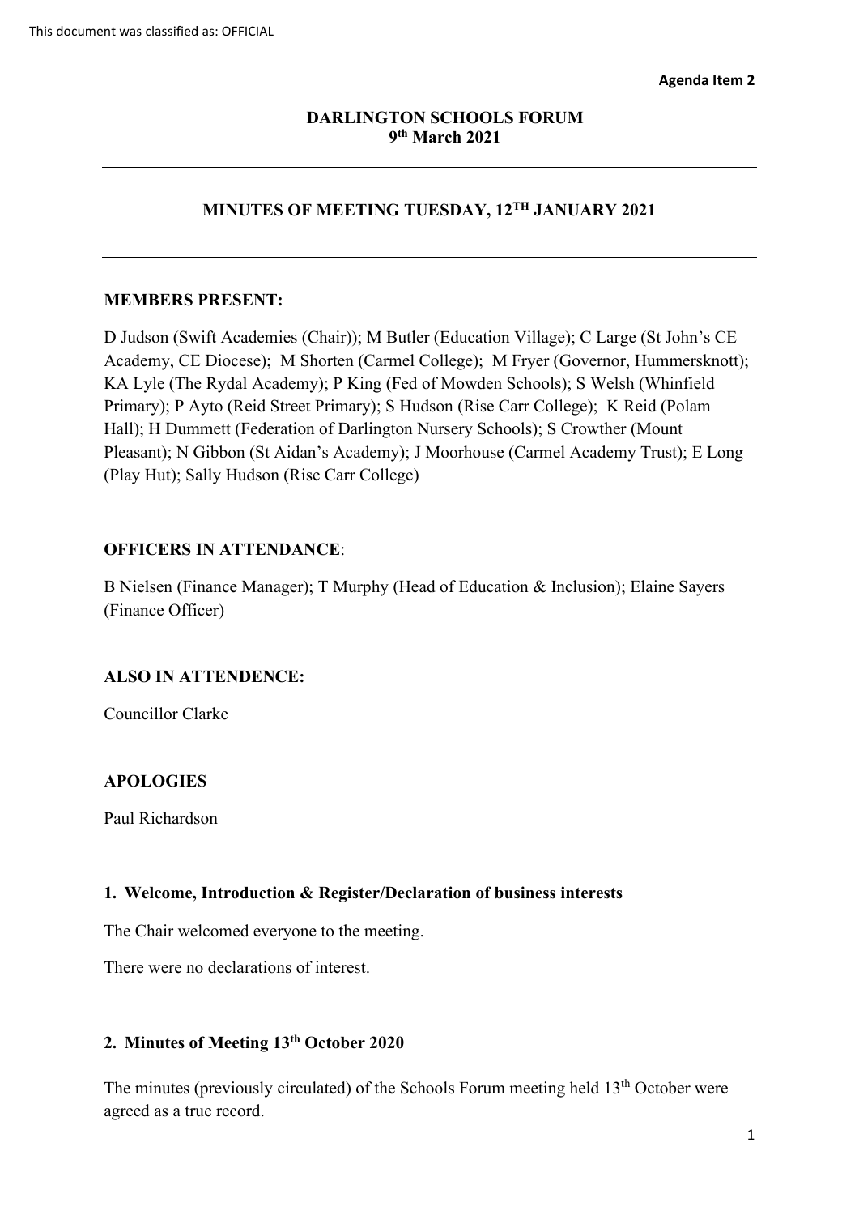This document was classified as: OFFICIAL

**Agenda Item 2**

**DARLINGTON SCHOOLS FORUM**
**9th March 2021**

---

## MINUTES OF MEETING TUESDAY, 12TH JANUARY 2021

---

**MEMBERS PRESENT:**

D Judson (Swift Academies (Chair)); M Butler (Education Village); C Large (St John's CE Academy, CE Diocese); M Shorten (Carmel College); M Fryer (Governor, Hummersknott); KA Lyle (The Rydal Academy); P King (Fed of Mowden Schools); S Welsh (Whinfield Primary); P Ayto (Reid Street Primary); S Hudson (Rise Carr College); K Reid (Polam Hall); H Dummett (Federation of Darlington Nursery Schools); S Crowther (Mount Pleasant); N Gibbon (St Aidan's Academy); J Moorhouse (Carmel Academy Trust); E Long (Play Hut); Sally Hudson (Rise Carr College)

**OFFICERS IN ATTENDANCE**:

B Nielsen (Finance Manager); T Murphy (Head of Education & Inclusion); Elaine Sayers (Finance Officer)

**ALSO IN ATTENDENCE:**

Councillor Clarke

**APOLOGIES**

Paul Richardson

### 1. Welcome, Introduction & Register/Declaration of business interests

The Chair welcomed everyone to the meeting.

There were no declarations of interest.

### 2. Minutes of Meeting 13th October 2020

The minutes (previously circulated) of the Schools Forum meeting held 13th October were agreed as a true record.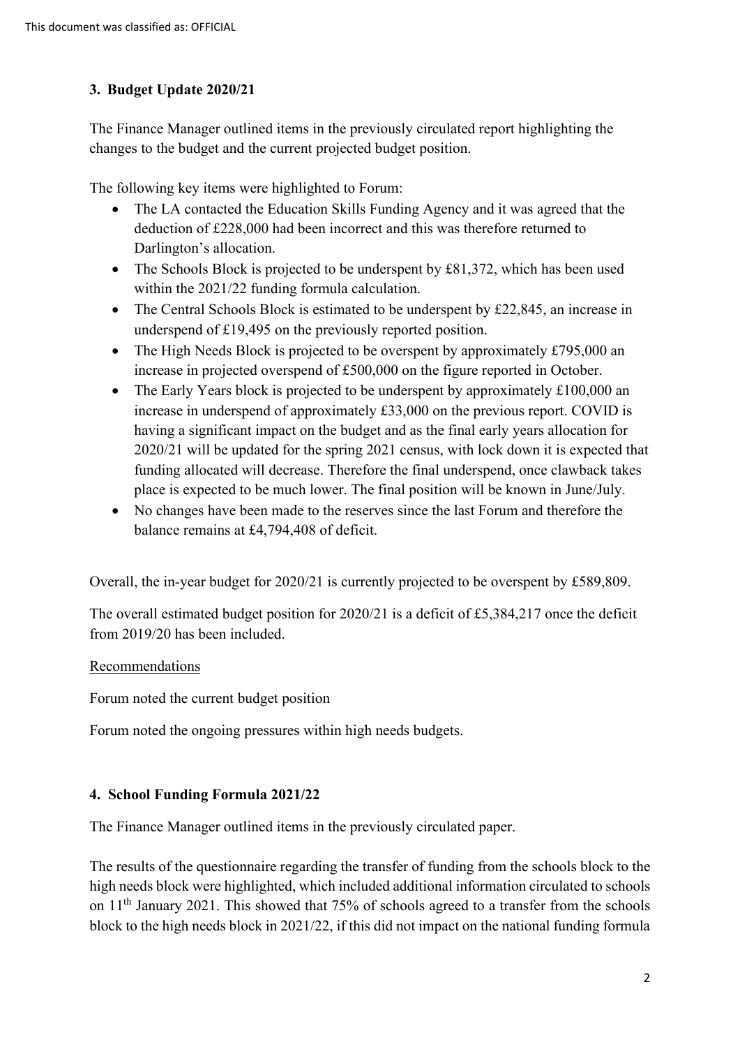## 3. Budget Update 2020/21

The Finance Manager outlined items in the previously circulated report highlighting the changes to the budget and the current projected budget position.

The following key items were highlighted to Forum:

- The LA contacted the Education Skills Funding Agency and it was agreed that the deduction of £228,000 had been incorrect and this was therefore returned to Darlington's allocation.
- The Schools Block is projected to be underspent by £81,372, which has been used within the 2021/22 funding formula calculation.
- The Central Schools Block is estimated to be underspent by £22,845, an increase in underspend of £19,495 on the previously reported position.
- The High Needs Block is projected to be overspent by approximately £795,000 an increase in projected overspend of £500,000 on the figure reported in October.
- The Early Years block is projected to be underspent by approximately £100,000 an increase in underspend of approximately £33,000 on the previous report. COVID is having a significant impact on the budget and as the final early years allocation for 2020/21 will be updated for the spring 2021 census, with lock down it is expected that funding allocated will decrease. Therefore the final underspend, once clawback takes place is expected to be much lower. The final position will be known in June/July.
- No changes have been made to the reserves since the last Forum and therefore the balance remains at £4,794,408 of deficit.

Overall, the in-year budget for 2020/21 is currently projected to be overspent by £589,809.

The overall estimated budget position for 2020/21 is a deficit of £5,384,217 once the deficit from 2019/20 has been included.

Recommendations

Forum noted the current budget position

Forum noted the ongoing pressures within high needs budgets.

## 4. School Funding Formula 2021/22

The Finance Manager outlined items in the previously circulated paper.

The results of the questionnaire regarding the transfer of funding from the schools block to the high needs block were highlighted, which included additional information circulated to schools on 11th January 2021. This showed that 75% of schools agreed to a transfer from the schools block to the high needs block in 2021/22, if this did not impact on the national funding formula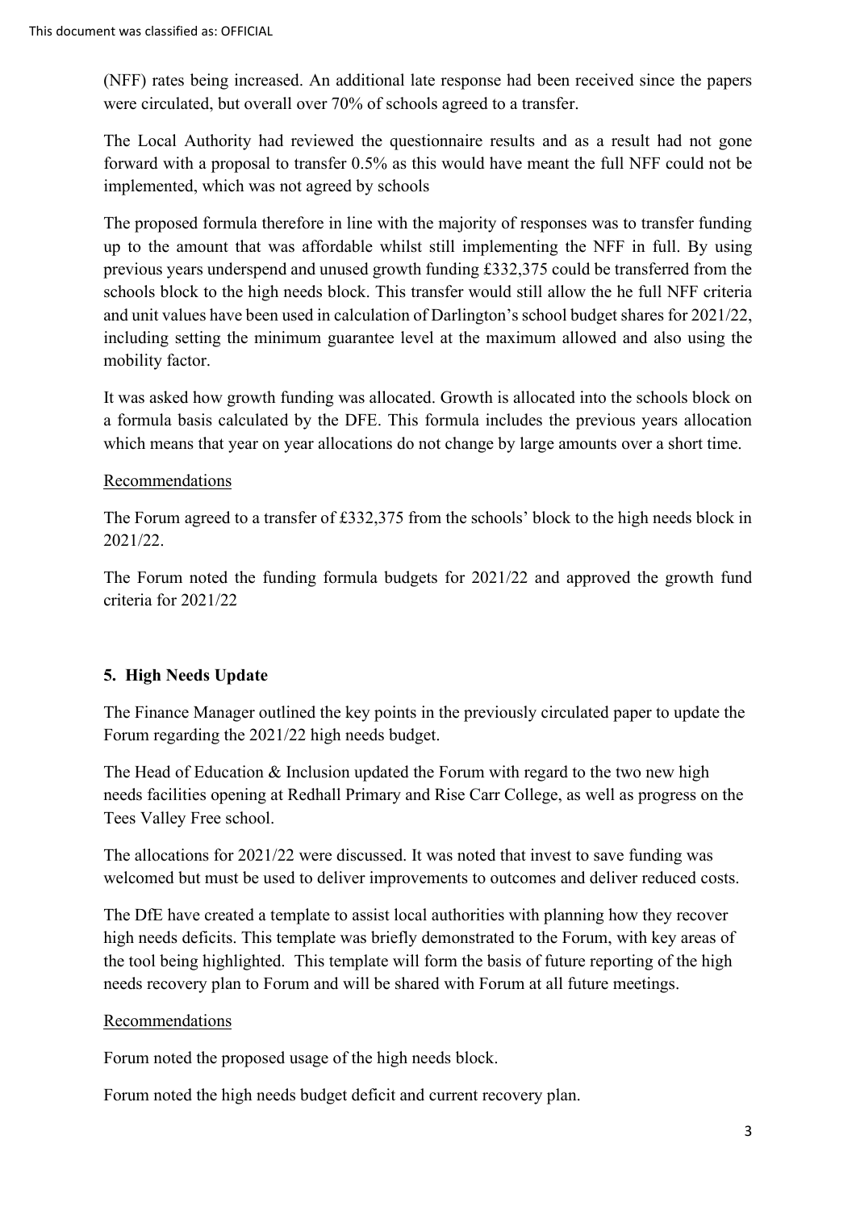(NFF) rates being increased. An additional late response had been received since the papers were circulated, but overall over 70% of schools agreed to a transfer.

The Local Authority had reviewed the questionnaire results and as a result had not gone forward with a proposal to transfer 0.5% as this would have meant the full NFF could not be implemented, which was not agreed by schools

The proposed formula therefore in line with the majority of responses was to transfer funding up to the amount that was affordable whilst still implementing the NFF in full. By using previous years underspend and unused growth funding £332,375 could be transferred from the schools block to the high needs block. This transfer would still allow the he full NFF criteria and unit values have been used in calculation of Darlington's school budget shares for 2021/22, including setting the minimum guarantee level at the maximum allowed and also using the mobility factor.

It was asked how growth funding was allocated. Growth is allocated into the schools block on a formula basis calculated by the DFE. This formula includes the previous years allocation which means that year on year allocations do not change by large amounts over a short time.

Recommendations

The Forum agreed to a transfer of £332,375 from the schools' block to the high needs block in 2021/22.

The Forum noted the funding formula budgets for 2021/22 and approved the growth fund criteria for 2021/22

**5. High Needs Update**

The Finance Manager outlined the key points in the previously circulated paper to update the Forum regarding the 2021/22 high needs budget.

The Head of Education & Inclusion updated the Forum with regard to the two new high needs facilities opening at Redhall Primary and Rise Carr College, as well as progress on the Tees Valley Free school.

The allocations for 2021/22 were discussed. It was noted that invest to save funding was welcomed but must be used to deliver improvements to outcomes and deliver reduced costs.

The DfE have created a template to assist local authorities with planning how they recover high needs deficits. This template was briefly demonstrated to the Forum, with key areas of the tool being highlighted. This template will form the basis of future reporting of the high needs recovery plan to Forum and will be shared with Forum at all future meetings.

Recommendations

Forum noted the proposed usage of the high needs block.

Forum noted the high needs budget deficit and current recovery plan.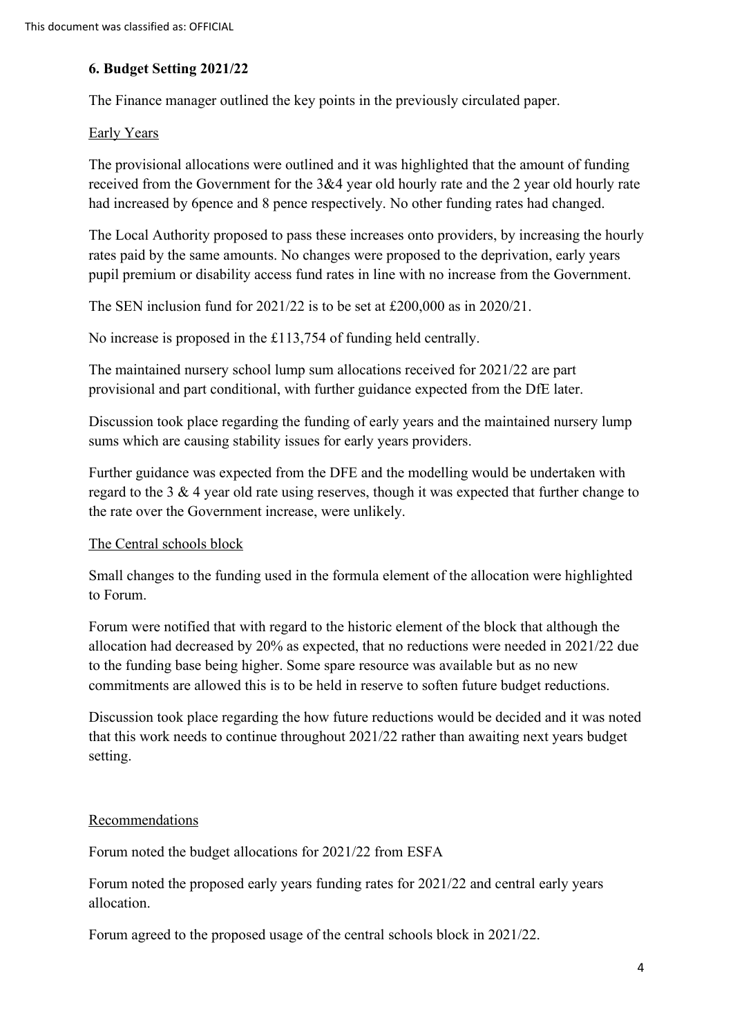### 6. Budget Setting 2021/22

The Finance manager outlined the key points in the previously circulated paper.

Early Years

The provisional allocations were outlined and it was highlighted that the amount of funding received from the Government for the 3&4 year old hourly rate and the 2 year old hourly rate had increased by 6pence and 8 pence respectively. No other funding rates had changed.

The Local Authority proposed to pass these increases onto providers, by increasing the hourly rates paid by the same amounts. No changes were proposed to the deprivation, early years pupil premium or disability access fund rates in line with no increase from the Government.

The SEN inclusion fund for 2021/22 is to be set at £200,000 as in 2020/21.

No increase is proposed in the £113,754 of funding held centrally.

The maintained nursery school lump sum allocations received for 2021/22 are part provisional and part conditional, with further guidance expected from the DfE later.

Discussion took place regarding the funding of early years and the maintained nursery lump sums which are causing stability issues for early years providers.

Further guidance was expected from the DFE and the modelling would be undertaken with regard to the 3 & 4 year old rate using reserves, though it was expected that further change to the rate over the Government increase, were unlikely.

The Central schools block

Small changes to the funding used in the formula element of the allocation were highlighted to Forum.

Forum were notified that with regard to the historic element of the block that although the allocation had decreased by 20% as expected, that no reductions were needed in 2021/22 due to the funding base being higher. Some spare resource was available but as no new commitments are allowed this is to be held in reserve to soften future budget reductions.

Discussion took place regarding the how future reductions would be decided and it was noted that this work needs to continue throughout 2021/22 rather than awaiting next years budget setting.

Recommendations

Forum noted the budget allocations for 2021/22 from ESFA

Forum noted the proposed early years funding rates for 2021/22 and central early years allocation.

Forum agreed to the proposed usage of the central schools block in 2021/22.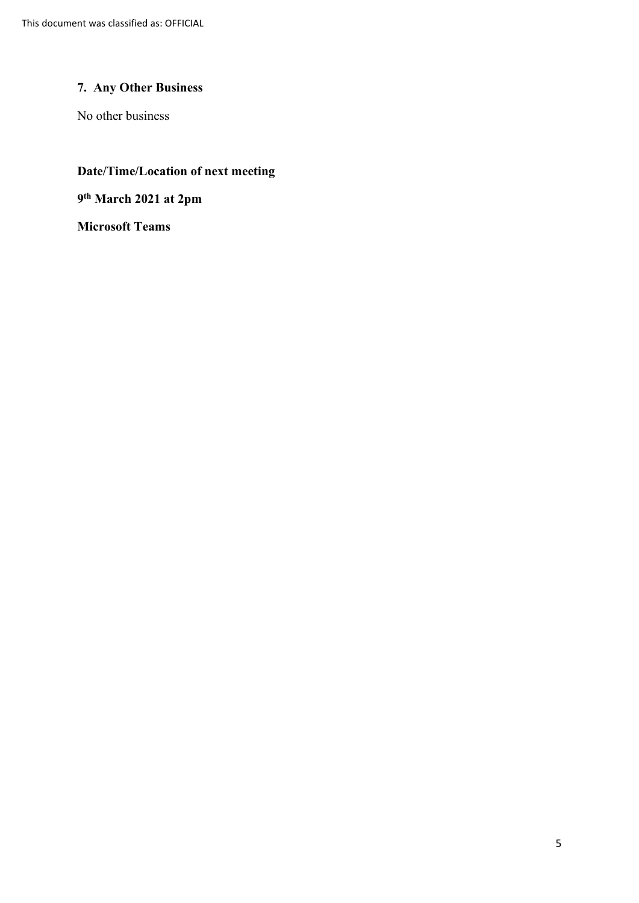## 7. Any Other Business

No other business

**Date/Time/Location of next meeting**

**9th March 2021 at 2pm**

**Microsoft Teams**